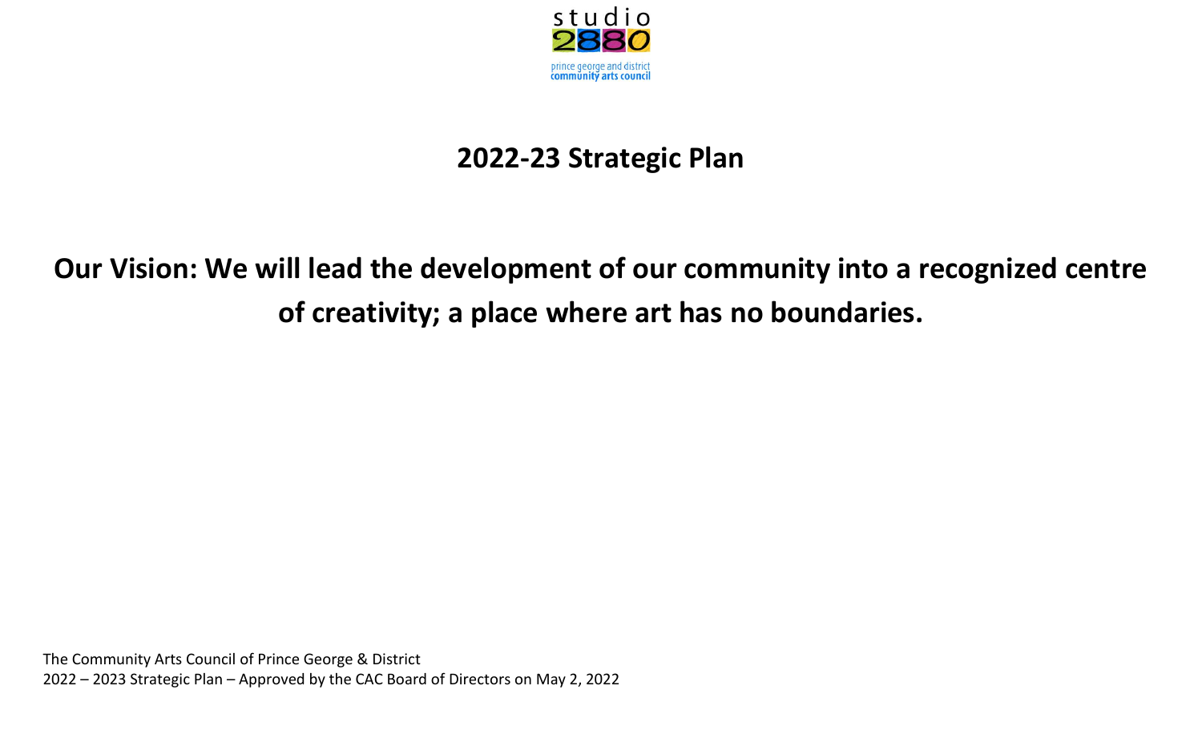studio 2880

prince george and district community arts council

# 2022-23 Strategic Plan

## Our Vision: We will lead the development of our community into a recognized centre of creativity; a place where art has no boundaries.

The Community Arts Council of Prince George & District
2022 – 2023 Strategic Plan – Approved by the CAC Board of Directors on May 2, 2022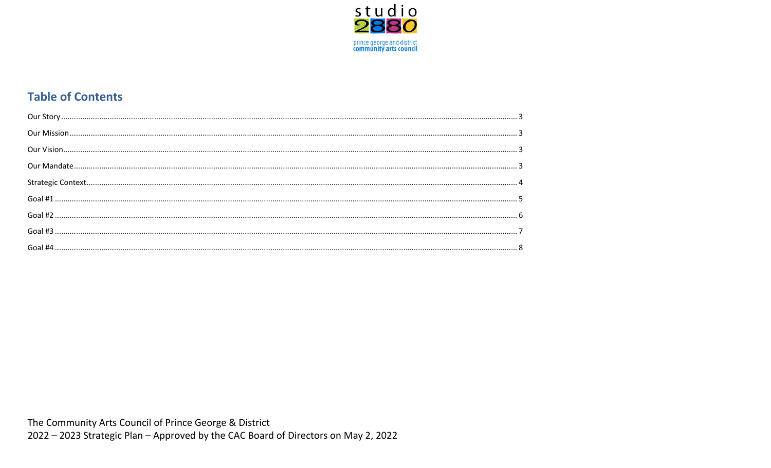studio 2880

prince george and district community arts council

## Table of Contents

Our Story ..... 3

Our Mission ..... 3

Our Vision ..... 3

Our Mandate ..... 3

Strategic Context ..... 4

Goal #1 ..... 5

Goal #2 ..... 6

Goal #3 ..... 7

Goal #4 ..... 8

The Community Arts Council of Prince George & District
2022 – 2023 Strategic Plan – Approved by the CAC Board of Directors on May 2, 2022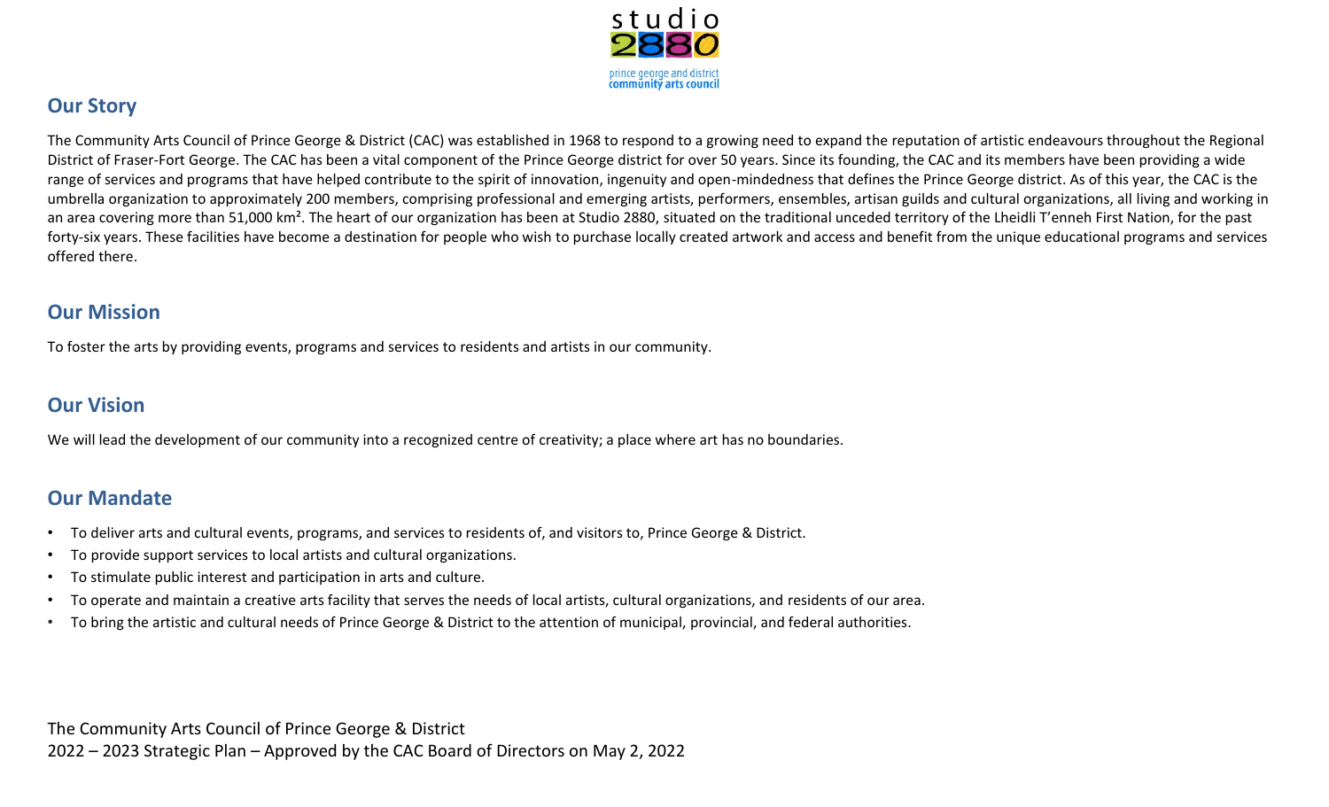## Our Story

The Community Arts Council of Prince George & District (CAC) was established in 1968 to respond to a growing need to expand the reputation of artistic endeavours throughout the Regional District of Fraser-Fort George. The CAC has been a vital component of the Prince George district for over 50 years. Since its founding, the CAC and its members have been providing a wide range of services and programs that have helped contribute to the spirit of innovation, ingenuity and open-mindedness that defines the Prince George district. As of this year, the CAC is the umbrella organization to approximately 200 members, comprising professional and emerging artists, performers, ensembles, artisan guilds and cultural organizations, all living and working in an area covering more than 51,000 km². The heart of our organization has been at Studio 2880, situated on the traditional unceded territory of the Lheidli T'enneh First Nation, for the past forty-six years. These facilities have become a destination for people who wish to purchase locally created artwork and access and benefit from the unique educational programs and services offered there.

## Our Mission

To foster the arts by providing events, programs and services to residents and artists in our community.

## Our Vision

We will lead the development of our community into a recognized centre of creativity; a place where art has no boundaries.

## Our Mandate

- To deliver arts and cultural events, programs, and services to residents of, and visitors to, Prince George & District.
- To provide support services to local artists and cultural organizations.
- To stimulate public interest and participation in arts and culture.
- To operate and maintain a creative arts facility that serves the needs of local artists, cultural organizations, and residents of our area.
- To bring the artistic and cultural needs of Prince George & District to the attention of municipal, provincial, and federal authorities.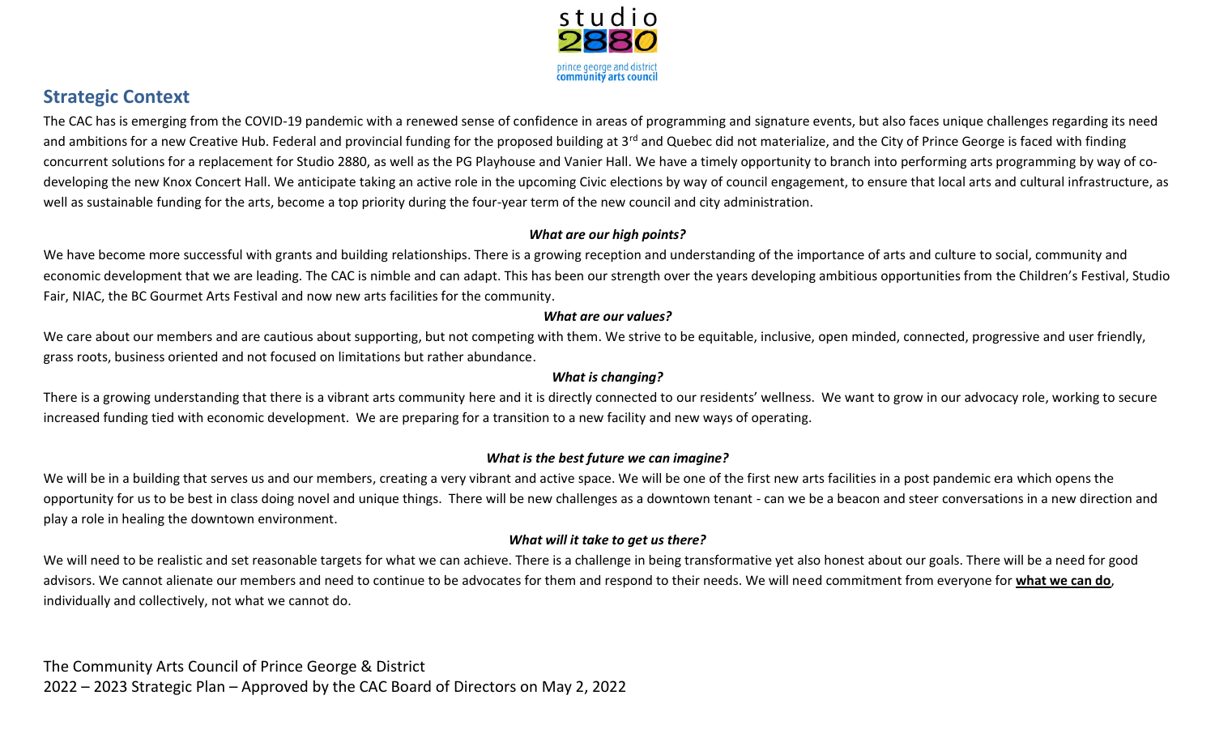## Strategic Context

The CAC has is emerging from the COVID-19 pandemic with a renewed sense of confidence in areas of programming and signature events, but also faces unique challenges regarding its need and ambitions for a new Creative Hub. Federal and provincial funding for the proposed building at 3rd and Quebec did not materialize, and the City of Prince George is faced with finding concurrent solutions for a replacement for Studio 2880, as well as the PG Playhouse and Vanier Hall. We have a timely opportunity to branch into performing arts programming by way of co-developing the new Knox Concert Hall. We anticipate taking an active role in the upcoming Civic elections by way of council engagement, to ensure that local arts and cultural infrastructure, as well as sustainable funding for the arts, become a top priority during the four-year term of the new council and city administration.

***What are our high points?***

We have become more successful with grants and building relationships. There is a growing reception and understanding of the importance of arts and culture to social, community and economic development that we are leading. The CAC is nimble and can adapt. This has been our strength over the years developing ambitious opportunities from the Children's Festival, Studio Fair, NIAC, the BC Gourmet Arts Festival and now new arts facilities for the community.

***What are our values?***

We care about our members and are cautious about supporting, but not competing with them. We strive to be equitable, inclusive, open minded, connected, progressive and user friendly, grass roots, business oriented and not focused on limitations but rather abundance.

***What is changing?***

There is a growing understanding that there is a vibrant arts community here and it is directly connected to our residents' wellness. We want to grow in our advocacy role, working to secure increased funding tied with economic development. We are preparing for a transition to a new facility and new ways of operating.

***What is the best future we can imagine?***

We will be in a building that serves us and our members, creating a very vibrant and active space. We will be one of the first new arts facilities in a post pandemic era which opens the opportunity for us to be best in class doing novel and unique things. There will be new challenges as a downtown tenant - can we be a beacon and steer conversations in a new direction and play a role in healing the downtown environment.

***What will it take to get us there?***

We will need to be realistic and set reasonable targets for what we can achieve. There is a challenge in being transformative yet also honest about our goals. There will be a need for good advisors. We cannot alienate our members and need to continue to be advocates for them and respond to their needs. We will need commitment from everyone for **what we can do**, individually and collectively, not what we cannot do.

The Community Arts Council of Prince George & District
2022 – 2023 Strategic Plan – Approved by the CAC Board of Directors on May 2, 2022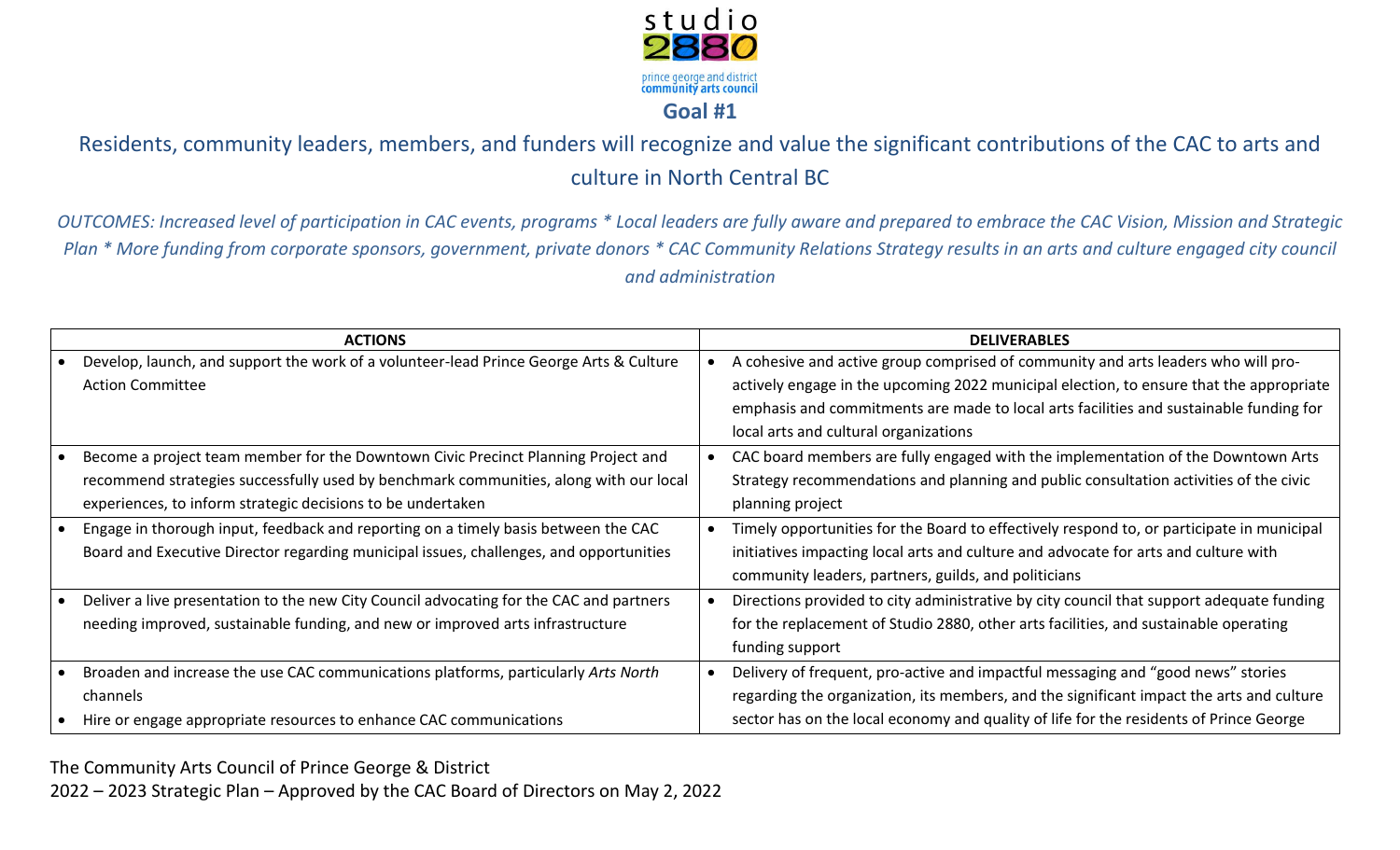## Goal #1

### Residents, community leaders, members, and funders will recognize and value the significant contributions of the CAC to arts and culture in North Central BC

*OUTCOMES: Increased level of participation in CAC events, programs * Local leaders are fully aware and prepared to embrace the CAC Vision, Mission and Strategic Plan * More funding from corporate sponsors, government, private donors * CAC Community Relations Strategy results in an arts and culture engaged city council and administration*

| ACTIONS | DELIVERABLES |
| --- | --- |
| • Develop, launch, and support the work of a volunteer-lead Prince George Arts & Culture Action Committee | • A cohesive and active group comprised of community and arts leaders who will pro-actively engage in the upcoming 2022 municipal election, to ensure that the appropriate emphasis and commitments are made to local arts facilities and sustainable funding for local arts and cultural organizations |
| • Become a project team member for the Downtown Civic Precinct Planning Project and recommend strategies successfully used by benchmark communities, along with our local experiences, to inform strategic decisions to be undertaken | • CAC board members are fully engaged with the implementation of the Downtown Arts Strategy recommendations and planning and public consultation activities of the civic planning project |
| • Engage in thorough input, feedback and reporting on a timely basis between the CAC Board and Executive Director regarding municipal issues, challenges, and opportunities | • Timely opportunities for the Board to effectively respond to, or participate in municipal initiatives impacting local arts and culture and advocate for arts and culture with community leaders, partners, guilds, and politicians |
| • Deliver a live presentation to the new City Council advocating for the CAC and partners needing improved, sustainable funding, and new or improved arts infrastructure | • Directions provided to city administrative by city council that support adequate funding for the replacement of Studio 2880, other arts facilities, and sustainable operating funding support |
| • Broaden and increase the use CAC communications platforms, particularly *Arts North* channels<br>• Hire or engage appropriate resources to enhance CAC communications | • Delivery of frequent, pro-active and impactful messaging and "good news" stories regarding the organization, its members, and the significant impact the arts and culture sector has on the local economy and quality of life for the residents of Prince George |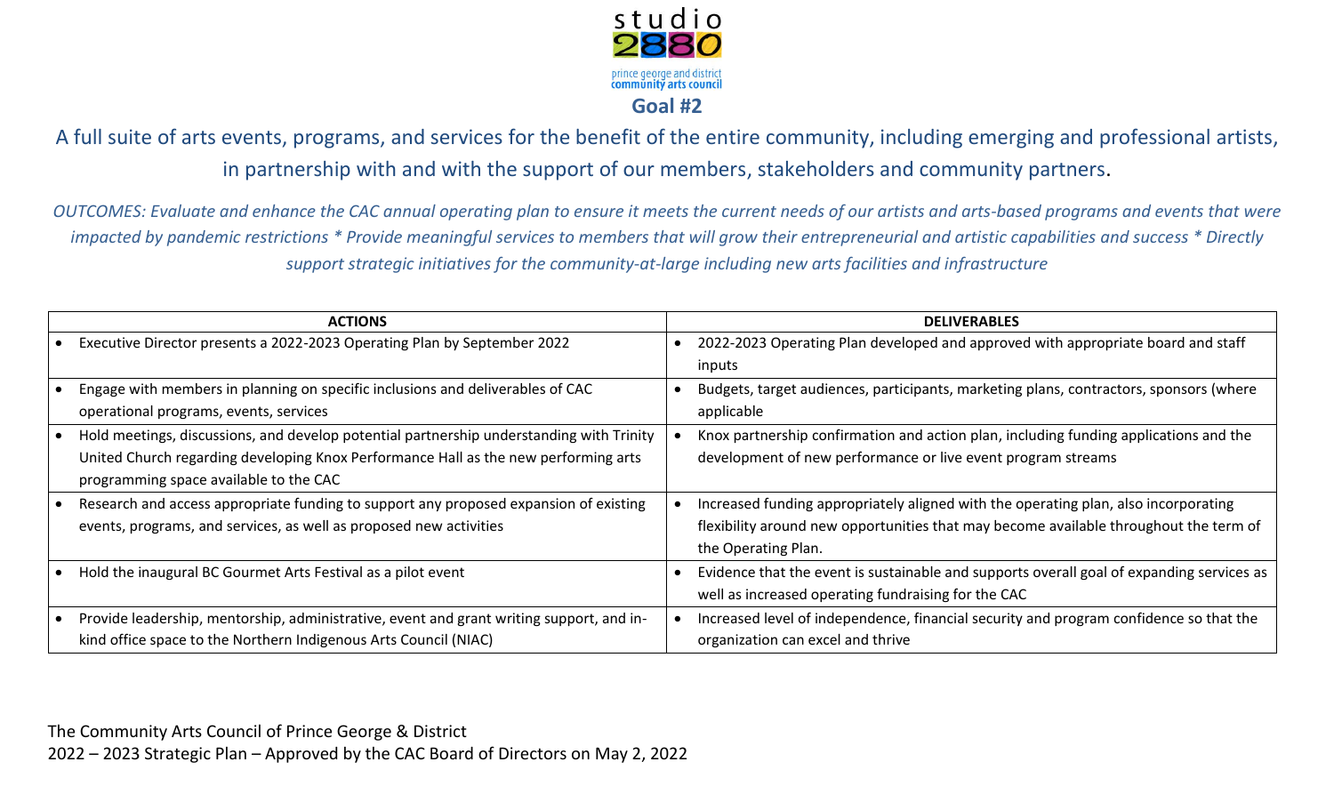## Goal #2

A full suite of arts events, programs, and services for the benefit of the entire community, including emerging and professional artists, in partnership with and with the support of our members, stakeholders and community partners.

*OUTCOMES: Evaluate and enhance the CAC annual operating plan to ensure it meets the current needs of our artists and arts-based programs and events that were impacted by pandemic restrictions * Provide meaningful services to members that will grow their entrepreneurial and artistic capabilities and success * Directly support strategic initiatives for the community-at-large including new arts facilities and infrastructure*

| ACTIONS | DELIVERABLES |
|---|---|
| • Executive Director presents a 2022-2023 Operating Plan by September 2022 | • 2022-2023 Operating Plan developed and approved with appropriate board and staff inputs |
| • Engage with members in planning on specific inclusions and deliverables of CAC operational programs, events, services | • Budgets, target audiences, participants, marketing plans, contractors, sponsors (where applicable |
| • Hold meetings, discussions, and develop potential partnership understanding with Trinity United Church regarding developing Knox Performance Hall as the new performing arts programming space available to the CAC | • Knox partnership confirmation and action plan, including funding applications and the development of new performance or live event program streams |
| • Research and access appropriate funding to support any proposed expansion of existing events, programs, and services, as well as proposed new activities | • Increased funding appropriately aligned with the operating plan, also incorporating flexibility around new opportunities that may become available throughout the term of the Operating Plan. |
| • Hold the inaugural BC Gourmet Arts Festival as a pilot event | • Evidence that the event is sustainable and supports overall goal of expanding services as well as increased operating fundraising for the CAC |
| • Provide leadership, mentorship, administrative, event and grant writing support, and in-kind office space to the Northern Indigenous Arts Council (NIAC) | • Increased level of independence, financial security and program confidence so that the organization can excel and thrive |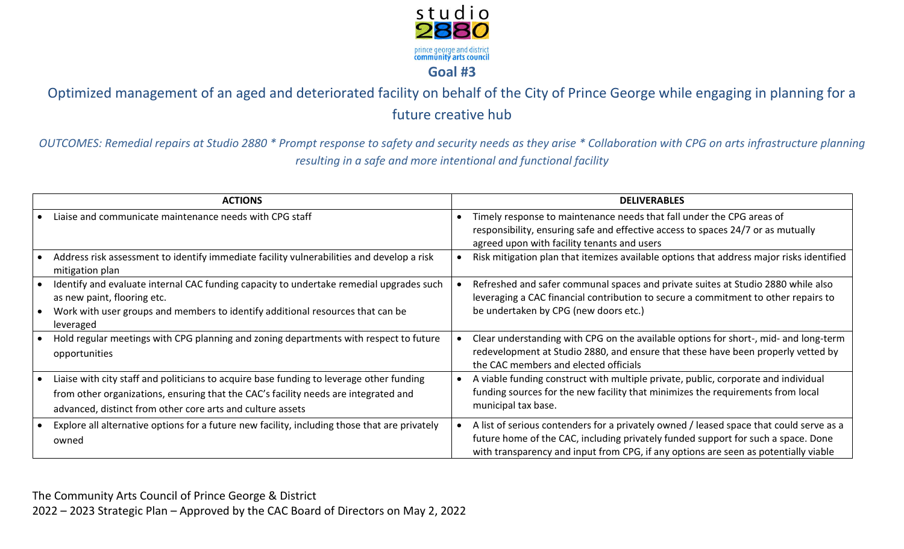## Goal #3

Optimized management of an aged and deteriorated facility on behalf of the City of Prince George while engaging in planning for a future creative hub

*OUTCOMES: Remedial repairs at Studio 2880 * Prompt response to safety and security needs as they arise * Collaboration with CPG on arts infrastructure planning resulting in a safe and more intentional and functional facility*

| ACTIONS | DELIVERABLES |
|---|---|
| • Liaise and communicate maintenance needs with CPG staff | • Timely response to maintenance needs that fall under the CPG areas of responsibility, ensuring safe and effective access to spaces 24/7 or as mutually agreed upon with facility tenants and users |
| • Address risk assessment to identify immediate facility vulnerabilities and develop a risk mitigation plan | • Risk mitigation plan that itemizes available options that address major risks identified |
| • Identify and evaluate internal CAC funding capacity to undertake remedial upgrades such as new paint, flooring etc.<br>• Work with user groups and members to identify additional resources that can be leveraged | • Refreshed and safer communal spaces and private suites at Studio 2880 while also leveraging a CAC financial contribution to secure a commitment to other repairs to be undertaken by CPG (new doors etc.) |
| • Hold regular meetings with CPG planning and zoning departments with respect to future opportunities | • Clear understanding with CPG on the available options for short-, mid- and long-term redevelopment at Studio 2880, and ensure that these have been properly vetted by the CAC members and elected officials |
| • Liaise with city staff and politicians to acquire base funding to leverage other funding from other organizations, ensuring that the CAC's facility needs are integrated and advanced, distinct from other core arts and culture assets | • A viable funding construct with multiple private, public, corporate and individual funding sources for the new facility that minimizes the requirements from local municipal tax base. |
| • Explore all alternative options for a future new facility, including those that are privately owned | • A list of serious contenders for a privately owned / leased space that could serve as a future home of the CAC, including privately funded support for such a space. Done with transparency and input from CPG, if any options are seen as potentially viable |

The Community Arts Council of Prince George & District
2022 – 2023 Strategic Plan – Approved by the CAC Board of Directors on May 2, 2022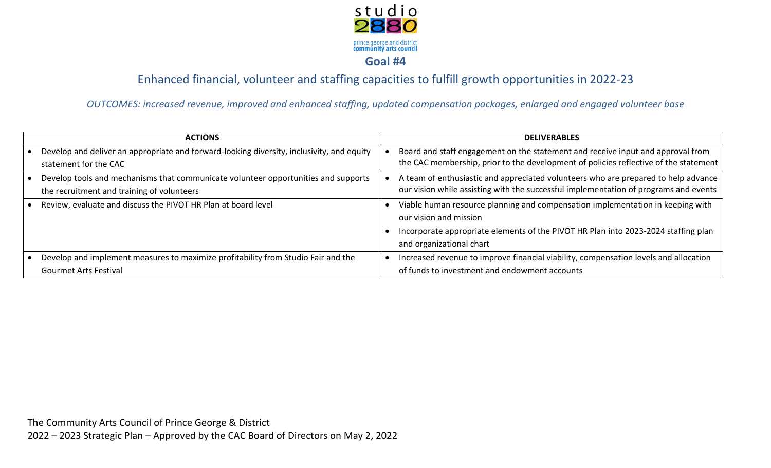studio 2880

prince george and district community arts council

## Goal #4

### Enhanced financial, volunteer and staffing capacities to fulfill growth opportunities in 2022-23

*OUTCOMES: increased revenue, improved and enhanced staffing, updated compensation packages, enlarged and engaged volunteer base*

| ACTIONS | DELIVERABLES |
|---|---|
| • Develop and deliver an appropriate and forward-looking diversity, inclusivity, and equity statement for the CAC | • Board and staff engagement on the statement and receive input and approval from the CAC membership, prior to the development of policies reflective of the statement |
| • Develop tools and mechanisms that communicate volunteer opportunities and supports the recruitment and training of volunteers | • A team of enthusiastic and appreciated volunteers who are prepared to help advance our vision while assisting with the successful implementation of programs and events |
| • Review, evaluate and discuss the PIVOT HR Plan at board level | • Viable human resource planning and compensation implementation in keeping with our vision and mission<br>• Incorporate appropriate elements of the PIVOT HR Plan into 2023-2024 staffing plan and organizational chart |
| • Develop and implement measures to maximize profitability from Studio Fair and the Gourmet Arts Festival | • Increased revenue to improve financial viability, compensation levels and allocation of funds to investment and endowment accounts |

The Community Arts Council of Prince George & District
2022 – 2023 Strategic Plan – Approved by the CAC Board of Directors on May 2, 2022